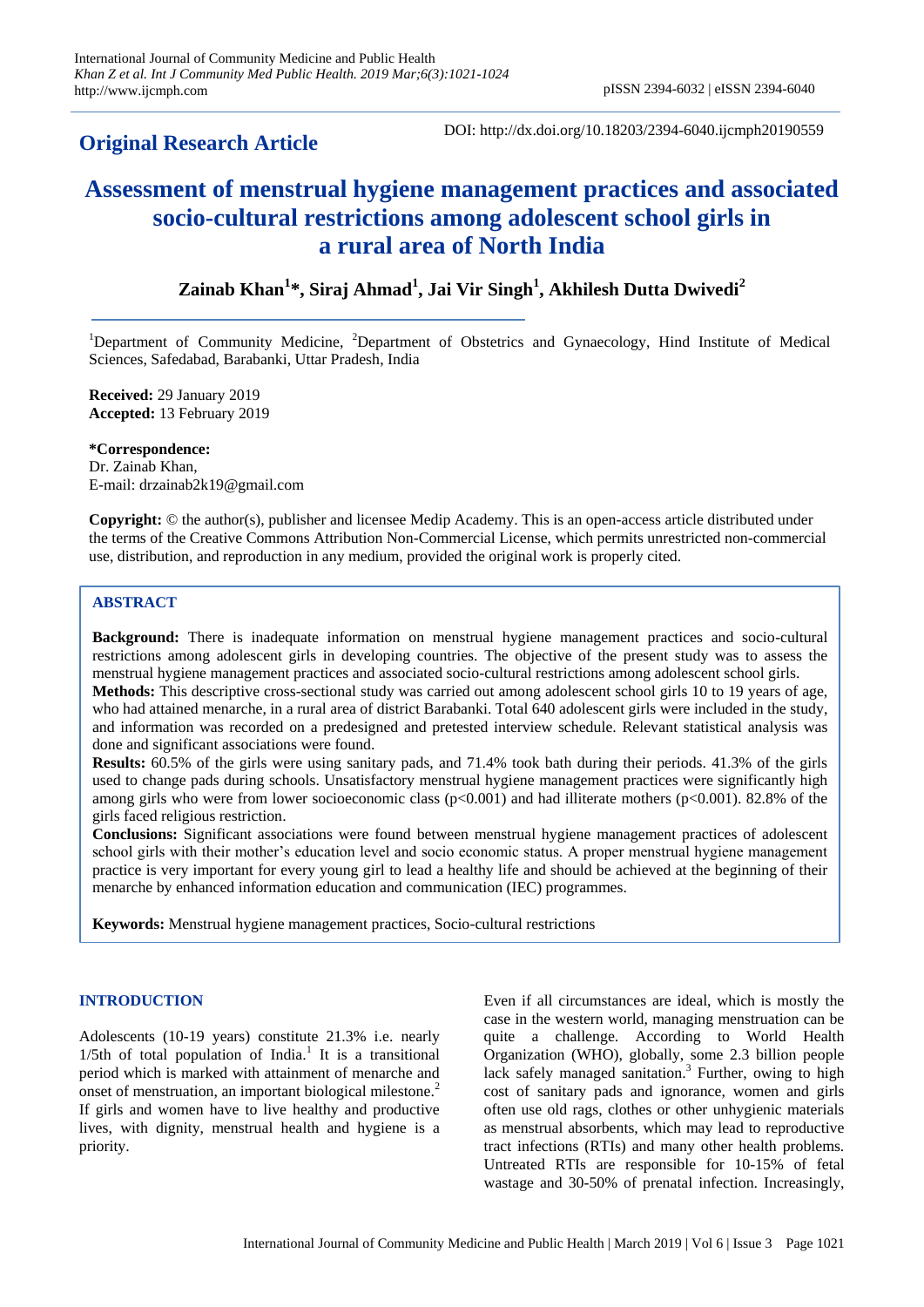**Original Research Article**

DOI: http://dx.doi.org/10.18203/2394-6040.ijcmph20190559

# Assessment of menstrual hygiene management practices and associated socio-cultural restrictions among adolescent school girls in a rural area of North India

**Zainab Khan[1]\*, Siraj Ahmad[1], Jai Vir Singh[1], Akhilesh Dutta Dwivedi[2]**

[1]Department of Community Medicine, [2]Department of Obstetrics and Gynaecology, Hind Institute of Medical Sciences, Safedabad, Barabanki, Uttar Pradesh, India

**Received:** 29 January 2019
**Accepted:** 13 February 2019

**\*Correspondence:**
Dr. Zainab Khan,
E-mail: drzainab2k19@gmail.com

**Copyright:** © the author(s), publisher and licensee Medip Academy. This is an open-access article distributed under the terms of the Creative Commons Attribution Non-Commercial License, which permits unrestricted non-commercial use, distribution, and reproduction in any medium, provided the original work is properly cited.

## ABSTRACT

**Background:** There is inadequate information on menstrual hygiene management practices and socio-cultural restrictions among adolescent girls in developing countries. The objective of the present study was to assess the menstrual hygiene management practices and associated socio-cultural restrictions among adolescent school girls.

**Methods:** This descriptive cross-sectional study was carried out among adolescent school girls 10 to 19 years of age, who had attained menarche, in a rural area of district Barabanki. Total 640 adolescent girls were included in the study, and information was recorded on a predesigned and pretested interview schedule. Relevant statistical analysis was done and significant associations were found.

**Results:** 60.5% of the girls were using sanitary pads, and 71.4% took bath during their periods. 41.3% of the girls used to change pads during schools. Unsatisfactory menstrual hygiene management practices were significantly high among girls who were from lower socioeconomic class ($p<0.001$) and had illiterate mothers ($p<0.001$). 82.8% of the girls faced religious restriction.

**Conclusions:** Significant associations were found between menstrual hygiene management practices of adolescent school girls with their mother's education level and socio economic status. A proper menstrual hygiene management practice is very important for every young girl to lead a healthy life and should be achieved at the beginning of their menarche by enhanced information education and communication (IEC) programmes.

**Keywords:** Menstrual hygiene management practices, Socio-cultural restrictions

## INTRODUCTION

Adolescents (10-19 years) constitute 21.3% i.e. nearly 1/5th of total population of India.[1] It is a transitional period which is marked with attainment of menarche and onset of menstruation, an important biological milestone.[2] If girls and women have to live healthy and productive lives, with dignity, menstrual health and hygiene is a priority.

Even if all circumstances are ideal, which is mostly the case in the western world, managing menstruation can be quite a challenge. According to World Health Organization (WHO), globally, some 2.3 billion people lack safely managed sanitation.[3] Further, owing to high cost of sanitary pads and ignorance, women and girls often use old rags, clothes or other unhygienic materials as menstrual absorbents, which may lead to reproductive tract infections (RTIs) and many other health problems. Untreated RTIs are responsible for 10-15% of fetal wastage and 30-50% of prenatal infection. Increasingly,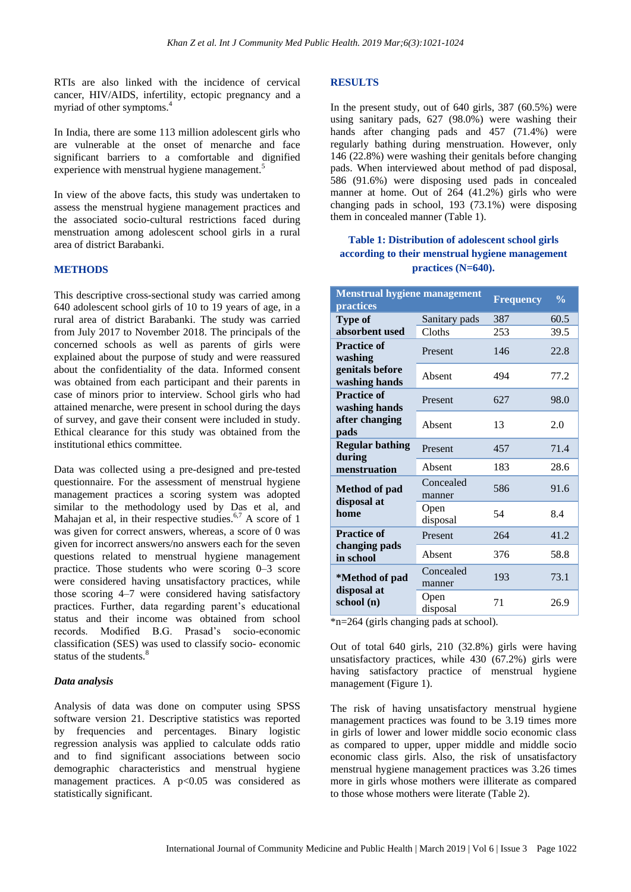RTIs are also linked with the incidence of cervical cancer, HIV/AIDS, infertility, ectopic pregnancy and a myriad of other symptoms.[4]

In India, there are some 113 million adolescent girls who are vulnerable at the onset of menarche and face significant barriers to a comfortable and dignified experience with menstrual hygiene management.[5]

In view of the above facts, this study was undertaken to assess the menstrual hygiene management practices and the associated socio-cultural restrictions faced during menstruation among adolescent school girls in a rural area of district Barabanki.

## METHODS

This descriptive cross-sectional study was carried among 640 adolescent school girls of 10 to 19 years of age, in a rural area of district Barabanki. The study was carried from July 2017 to November 2018. The principals of the concerned schools as well as parents of girls were explained about the purpose of study and were reassured about the confidentiality of the data. Informed consent was obtained from each participant and their parents in case of minors prior to interview. School girls who had attained menarche, were present in school during the days of survey, and gave their consent were included in study. Ethical clearance for this study was obtained from the institutional ethics committee.

Data was collected using a pre-designed and pre-tested questionnaire. For the assessment of menstrual hygiene management practices a scoring system was adopted similar to the methodology used by Das et al, and Mahajan et al, in their respective studies.[6,7] A score of 1 was given for correct answers, whereas, a score of 0 was given for incorrect answers/no answers each for the seven questions related to menstrual hygiene management practice. Those students who were scoring 0–3 score were considered having unsatisfactory practices, while those scoring 4–7 were considered having satisfactory practices. Further, data regarding parent's educational status and their income was obtained from school records. Modified B.G. Prasad's socio-economic classification (SES) was used to classify socio- economic status of the students.[8]

### *Data analysis*

Analysis of data was done on computer using SPSS software version 21. Descriptive statistics was reported by frequencies and percentages. Binary logistic regression analysis was applied to calculate odds ratio and to find significant associations between socio demographic characteristics and menstrual hygiene management practices. A $p<0.05$ was considered as statistically significant.

## RESULTS

In the present study, out of 640 girls, 387 (60.5%) were using sanitary pads, 627 (98.0%) were washing their hands after changing pads and 457 (71.4%) were regularly bathing during menstruation. However, only 146 (22.8%) were washing their genitals before changing pads. When interviewed about method of pad disposal, 586 (91.6%) were disposing used pads in concealed manner at home. Out of 264 (41.2%) girls who were changing pads in school, 193 (73.1%) were disposing them in concealed manner (Table 1).

**Table 1: Distribution of adolescent school girls according to their menstrual hygiene management practices (N=640).**

| Menstrual hygiene management practices | | Frequency | % |
|---|---|---|---|
| Type of absorbent used | Sanitary pads | 387 | 60.5 |
| | Cloths | 253 | 39.5 |
| Practice of washing genitals before washing hands | Present | 146 | 22.8 |
| | Absent | 494 | 77.2 |
| Practice of washing hands after changing pads | Present | 627 | 98.0 |
| | Absent | 13 | 2.0 |
| Regular bathing during menstruation | Present | 457 | 71.4 |
| | Absent | 183 | 28.6 |
| Method of pad disposal at home | Concealed manner | 586 | 91.6 |
| | Open disposal | 54 | 8.4 |
| Practice of changing pads in school | Present | 264 | 41.2 |
| | Absent | 376 | 58.8 |
| *Method of pad disposal at school (n) | Concealed manner | 193 | 73.1 |
| | Open disposal | 71 | 26.9 |

*n=264 (girls changing pads at school).

Out of total 640 girls, 210 (32.8%) girls were having unsatisfactory practices, while 430 (67.2%) girls were having satisfactory practice of menstrual hygiene management (Figure 1).

The risk of having unsatisfactory menstrual hygiene management practices was found to be 3.19 times more in girls of lower and lower middle socio economic class as compared to upper, upper middle and middle socio economic class girls. Also, the risk of unsatisfactory menstrual hygiene management practices was 3.26 times more in girls whose mothers were illiterate as compared to those whose mothers were literate (Table 2).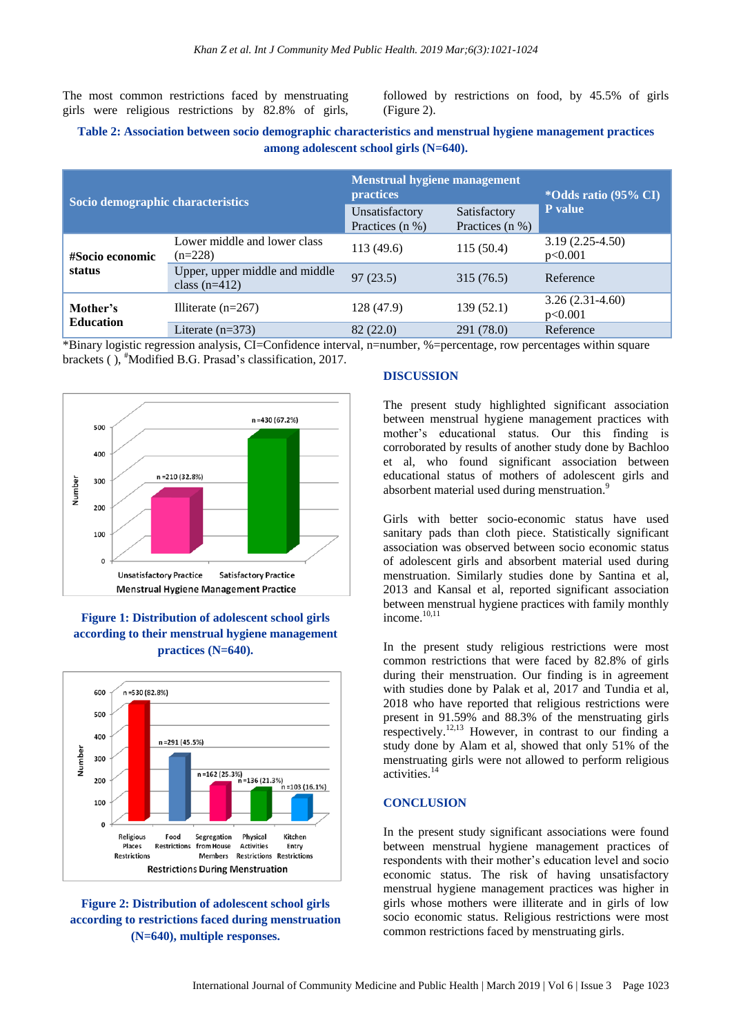The most common restrictions faced by menstruating girls were religious restrictions by 82.8% of girls, followed by restrictions on food, by 45.5% of girls (Figure 2).

**Table 2: Association between socio demographic characteristics and menstrual hygiene management practices among adolescent school girls (N=640).**

| Socio demographic characteristics | | Menstrual hygiene management practices | | *Odds ratio (95% CI) P value |
|---|---|---|---|---|
| | | Unsatisfactory Practices (n %) | Satisfactory Practices (n %) | |
| #Socio economic status | Lower middle and lower class (n=228) | 113 (49.6) | 115 (50.4) | 3.19 (2.25-4.50) p<0.001 |
| | Upper, upper middle and middle class (n=412) | 97 (23.5) | 315 (76.5) | Reference |
| Mother's Education | Illiterate (n=267) | 128 (47.9) | 139 (52.1) | 3.26 (2.31-4.60) p<0.001 |
| | Literate (n=373) | 82 (22.0) | 291 (78.0) | Reference |

*Binary logistic regression analysis, CI=Confidence interval, n=number, %=percentage, row percentages within square brackets ( ), #Modified B.G. Prasad's classification, 2017.

**Figure 1: Distribution of adolescent school girls according to their menstrual hygiene management practices (N=640).**

**Figure 2: Distribution of adolescent school girls according to restrictions faced during menstruation (N=640), multiple responses.**

## DISCUSSION

The present study highlighted significant association between menstrual hygiene management practices with mother's educational status. Our this finding is corroborated by results of another study done by Bachloo et al, who found significant association between educational status of mothers of adolescent girls and absorbent material used during menstruation.[9]

Girls with better socio-economic status have used sanitary pads than cloth piece. Statistically significant association was observed between socio economic status of adolescent girls and absorbent material used during menstruation. Similarly studies done by Santina et al, 2013 and Kansal et al, reported significant association between menstrual hygiene practices with family monthly income.[10,11]

In the present study religious restrictions were most common restrictions that were faced by 82.8% of girls during their menstruation. Our finding is in agreement with studies done by Palak et al, 2017 and Tundia et al, 2018 who have reported that religious restrictions were present in 91.59% and 88.3% of the menstruating girls respectively.[12,13] However, in contrast to our finding a study done by Alam et al, showed that only 51% of the menstruating girls were not allowed to perform religious activities.[14]

## CONCLUSION

In the present study significant associations were found between menstrual hygiene management practices of respondents with their mother's education level and socio economic status. The risk of having unsatisfactory menstrual hygiene management practices was higher in girls whose mothers were illiterate and in girls of low socio economic status. Religious restrictions were most common restrictions faced by menstruating girls.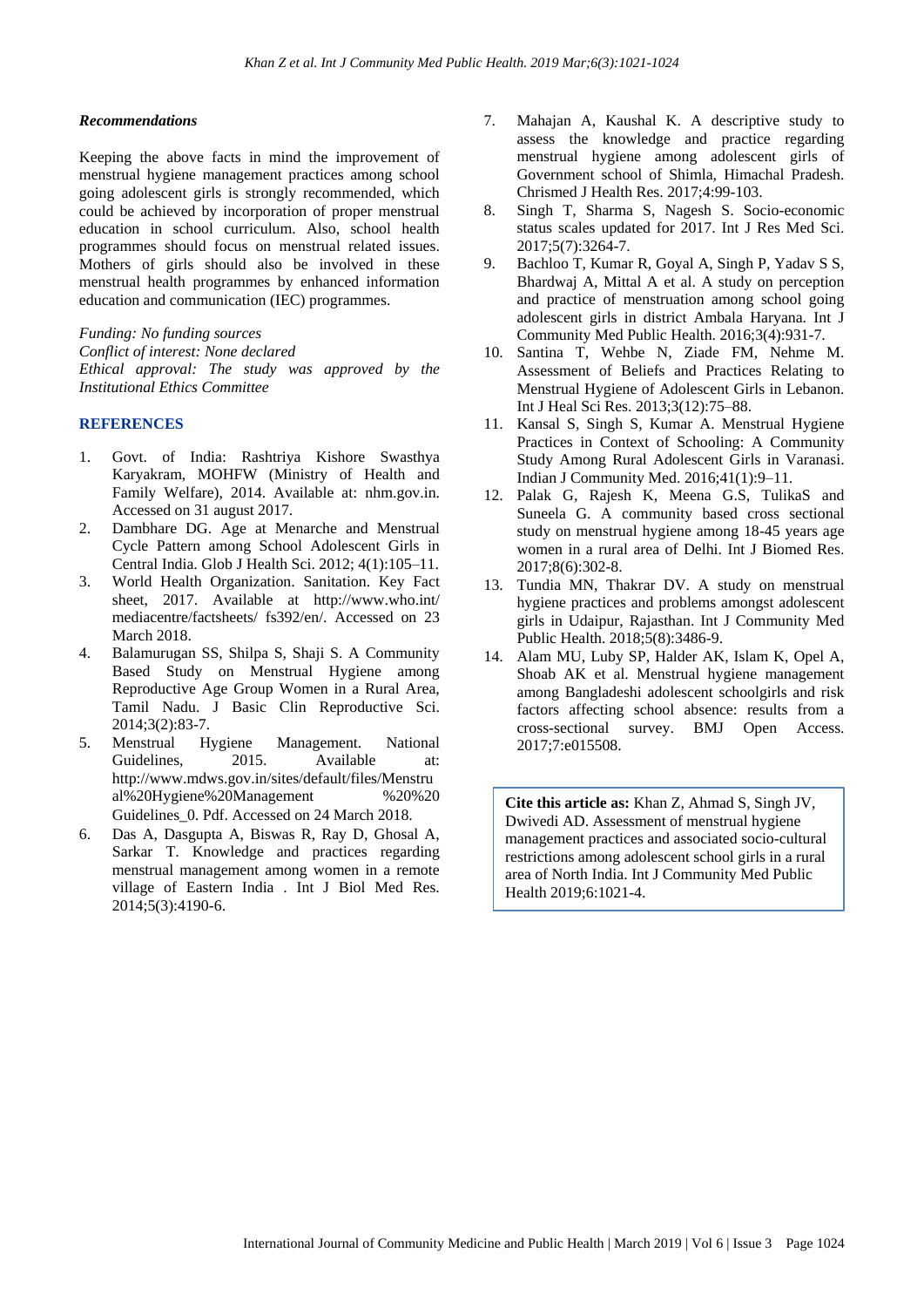### *Recommendations*

Keeping the above facts in mind the improvement of menstrual hygiene management practices among school going adolescent girls is strongly recommended, which could be achieved by incorporation of proper menstrual education in school curriculum. Also, school health programmes should focus on menstrual related issues. Mothers of girls should also be involved in these menstrual health programmes by enhanced information education and communication (IEC) programmes.

*Funding: No funding sources*
*Conflict of interest: None declared*
*Ethical approval: The study was approved by the Institutional Ethics Committee*

## REFERENCES

1. Govt. of India: Rashtriya Kishore Swasthya Karyakram, MOHFW (Ministry of Health and Family Welfare), 2014. Available at: nhm.gov.in. Accessed on 31 august 2017.
2. Dambhare DG. Age at Menarche and Menstrual Cycle Pattern among School Adolescent Girls in Central India. Glob J Health Sci. 2012; 4(1):105–11.
3. World Health Organization. Sanitation. Key Fact sheet, 2017. Available at http://www.who.int/ mediacentre/factsheets/ fs392/en/. Accessed on 23 March 2018.
4. Balamurugan SS, Shilpa S, Shaji S. A Community Based Study on Menstrual Hygiene among Reproductive Age Group Women in a Rural Area, Tamil Nadu. J Basic Clin Reproductive Sci. 2014;3(2):83-7.
5. Menstrual Hygiene Management. National Guidelines, 2015. Available at: http://www.mdws.gov.in/sites/default/files/Menstrual%20Hygiene%20Management %20%20 Guidelines_0. Pdf. Accessed on 24 March 2018.
6. Das A, Dasgupta A, Biswas R, Ray D, Ghosal A, Sarkar T. Knowledge and practices regarding menstrual management among women in a remote village of Eastern India . Int J Biol Med Res. 2014;5(3):4190-6.
7. Mahajan A, Kaushal K. A descriptive study to assess the knowledge and practice regarding menstrual hygiene among adolescent girls of Government school of Shimla, Himachal Pradesh. Chrismed J Health Res. 2017;4:99-103.
8. Singh T, Sharma S, Nagesh S. Socio-economic status scales updated for 2017. Int J Res Med Sci. 2017;5(7):3264-7.
9. Bachloo T, Kumar R, Goyal A, Singh P, Yadav S S, Bhardwaj A, Mittal A et al. A study on perception and practice of menstruation among school going adolescent girls in district Ambala Haryana. Int J Community Med Public Health. 2016;3(4):931-7.
10. Santina T, Wehbe N, Ziade FM, Nehme M. Assessment of Beliefs and Practices Relating to Menstrual Hygiene of Adolescent Girls in Lebanon. Int J Heal Sci Res. 2013;3(12):75–88.
11. Kansal S, Singh S, Kumar A. Menstrual Hygiene Practices in Context of Schooling: A Community Study Among Rural Adolescent Girls in Varanasi. Indian J Community Med. 2016;41(1):9–11.
12. Palak G, Rajesh K, Meena G.S, TulikaS and Suneela G. A community based cross sectional study on menstrual hygiene among 18-45 years age women in a rural area of Delhi. Int J Biomed Res. 2017;8(6):302-8.
13. Tundia MN, Thakrar DV. A study on menstrual hygiene practices and problems amongst adolescent girls in Udaipur, Rajasthan. Int J Community Med Public Health. 2018;5(8):3486-9.
14. Alam MU, Luby SP, Halder AK, Islam K, Opel A, Shoab AK et al. Menstrual hygiene management among Bangladeshi adolescent schoolgirls and risk factors affecting school absence: results from a cross-sectional survey. BMJ Open Access. 2017;7:e015508.

**Cite this article as:** Khan Z, Ahmad S, Singh JV, Dwivedi AD. Assessment of menstrual hygiene management practices and associated socio-cultural restrictions among adolescent school girls in a rural area of North India. Int J Community Med Public Health 2019;6:1021-4.